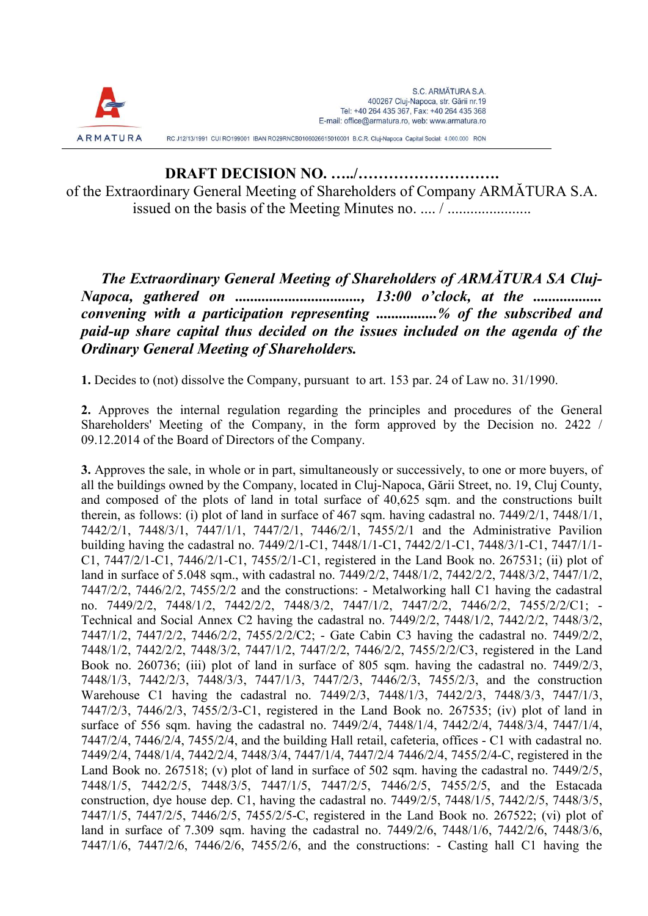S.C. ARMĂTURA S.A.
400267 Cluj-Napoca, str. Gării nr.19
Tel: +40 264 435 367, Fax: +40 264 435 368
E-mail: office@armatura.ro, web: www.armatura.ro

RC J12/13/1991 CUI RO199001 IBAN RO29RNCB0106026615010001 B.C.R. Cluj-Napoca Capital Social: 4.000.000 RON

# DRAFT DECISION NO. …../……………………….

of the Extraordinary General Meeting of Shareholders of Company ARMĂTURA S.A. issued on the basis of the Meeting Minutes no. .... / .....................

***The Extraordinary General Meeting of Shareholders of ARMĂTURA SA Cluj-Napoca, gathered on ................................, 13:00 o'clock, at the ................. convening with a participation representing ...............% of the subscribed and paid-up share capital thus decided on the issues included on the agenda of the Ordinary General Meeting of Shareholders.***

**1.** Decides to (not) dissolve the Company, pursuant to art. 153 par. 24 of Law no. 31/1990.

**2.** Approves the internal regulation regarding the principles and procedures of the General Shareholders' Meeting of the Company, in the form approved by the Decision no. 2422 / 09.12.2014 of the Board of Directors of the Company.

**3.** Approves the sale, in whole or in part, simultaneously or successively, to one or more buyers, of all the buildings owned by the Company, located in Cluj-Napoca, Gării Street, no. 19, Cluj County, and composed of the plots of land in total surface of 40,625 sqm. and the constructions built therein, as follows: (i) plot of land in surface of 467 sqm. having cadastral no. 7449/2/1, 7448/1/1, 7442/2/1, 7448/3/1, 7447/1/1, 7447/2/1, 7446/2/1, 7455/2/1 and the Administrative Pavilion building having the cadastral no. 7449/2/1-C1, 7448/1/1-C1, 7442/2/1-C1, 7448/3/1-C1, 7447/1/1-C1, 7447/2/1-C1, 7446/2/1-C1, 7455/2/1-C1, registered in the Land Book no. 267531; (ii) plot of land in surface of 5.048 sqm., with cadastral no. 7449/2/2, 7448/1/2, 7442/2/2, 7448/3/2, 7447/1/2, 7447/2/2, 7446/2/2, 7455/2/2 and the constructions: - Metalworking hall C1 having the cadastral no. 7449/2/2, 7448/1/2, 7442/2/2, 7448/3/2, 7447/1/2, 7447/2/2, 7446/2/2, 7455/2/2/C1; - Technical and Social Annex C2 having the cadastral no. 7449/2/2, 7448/1/2, 7442/2/2, 7448/3/2, 7447/1/2, 7447/2/2, 7446/2/2, 7455/2/2/C2; - Gate Cabin C3 having the cadastral no. 7449/2/2, 7448/1/2, 7442/2/2, 7448/3/2, 7447/1/2, 7447/2/2, 7446/2/2, 7455/2/2/C3, registered in the Land Book no. 260736; (iii) plot of land in surface of 805 sqm. having the cadastral no. 7449/2/3, 7448/1/3, 7442/2/3, 7448/3/3, 7447/1/3, 7447/2/3, 7446/2/3, 7455/2/3, and the construction Warehouse C1 having the cadastral no. 7449/2/3, 7448/1/3, 7442/2/3, 7448/3/3, 7447/1/3, 7447/2/3, 7446/2/3, 7455/2/3-C1, registered in the Land Book no. 267535; (iv) plot of land in surface of 556 sqm. having the cadastral no. 7449/2/4, 7448/1/4, 7442/2/4, 7448/3/4, 7447/1/4, 7447/2/4, 7446/2/4, 7455/2/4, and the building Hall retail, cafeteria, offices - C1 with cadastral no. 7449/2/4, 7448/1/4, 7442/2/4, 7448/3/4, 7447/1/4, 7447/2/4 7446/2/4, 7455/2/4-C, registered in the Land Book no. 267518; (v) plot of land in surface of 502 sqm. having the cadastral no. 7449/2/5, 7448/1/5, 7442/2/5, 7448/3/5, 7447/1/5, 7447/2/5, 7446/2/5, 7455/2/5, and the Estacada construction, dye house dep. C1, having the cadastral no. 7449/2/5, 7448/1/5, 7442/2/5, 7448/3/5, 7447/1/5, 7447/2/5, 7446/2/5, 7455/2/5-C, registered in the Land Book no. 267522; (vi) plot of land in surface of 7.309 sqm. having the cadastral no. 7449/2/6, 7448/1/6, 7442/2/6, 7448/3/6, 7447/1/6, 7447/2/6, 7446/2/6, 7455/2/6, and the constructions: - Casting hall C1 having the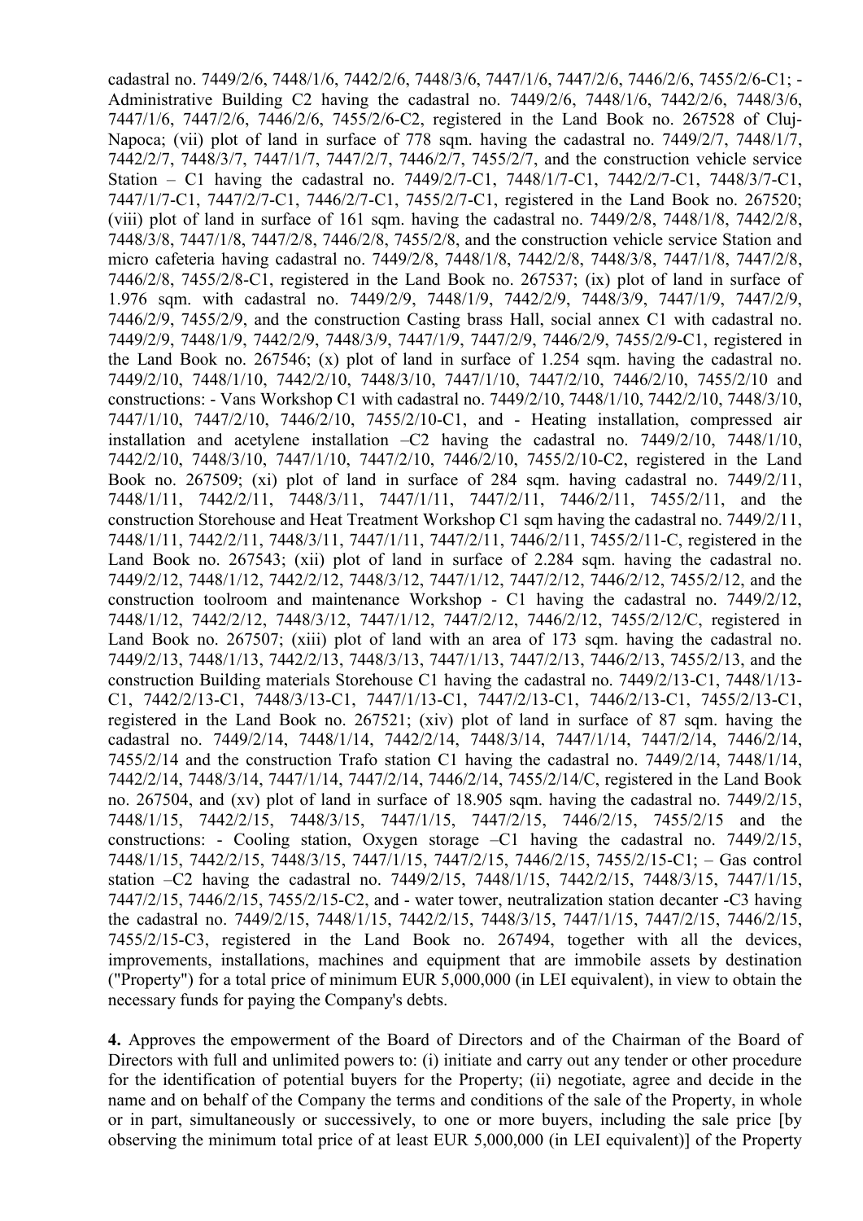cadastral no. 7449/2/6, 7448/1/6, 7442/2/6, 7448/3/6, 7447/1/6, 7447/2/6, 7446/2/6, 7455/2/6-C1; - Administrative Building C2 having the cadastral no. 7449/2/6, 7448/1/6, 7442/2/6, 7448/3/6, 7447/1/6, 7447/2/6, 7446/2/6, 7455/2/6-C2, registered in the Land Book no. 267528 of Cluj-Napoca; (vii) plot of land in surface of 778 sqm. having the cadastral no. 7449/2/7, 7448/1/7, 7442/2/7, 7448/3/7, 7447/1/7, 7447/2/7, 7446/2/7, 7455/2/7, and the construction vehicle service Station – C1 having the cadastral no. 7449/2/7-C1, 7448/1/7-C1, 7442/2/7-C1, 7448/3/7-C1, 7447/1/7-C1, 7447/2/7-C1, 7446/2/7-C1, 7455/2/7-C1, registered in the Land Book no. 267520; (viii) plot of land in surface of 161 sqm. having the cadastral no. 7449/2/8, 7448/1/8, 7442/2/8, 7448/3/8, 7447/1/8, 7447/2/8, 7446/2/8, 7455/2/8, and the construction vehicle service Station and micro cafeteria having cadastral no. 7449/2/8, 7448/1/8, 7442/2/8, 7448/3/8, 7447/1/8, 7447/2/8, 7446/2/8, 7455/2/8-C1, registered in the Land Book no. 267537; (ix) plot of land in surface of 1.976 sqm. with cadastral no. 7449/2/9, 7448/1/9, 7442/2/9, 7448/3/9, 7447/1/9, 7447/2/9, 7446/2/9, 7455/2/9, and the construction Casting brass Hall, social annex C1 with cadastral no. 7449/2/9, 7448/1/9, 7442/2/9, 7448/3/9, 7447/1/9, 7447/2/9, 7446/2/9, 7455/2/9-C1, registered in the Land Book no. 267546; (x) plot of land in surface of 1.254 sqm. having the cadastral no. 7449/2/10, 7448/1/10, 7442/2/10, 7448/3/10, 7447/1/10, 7447/2/10, 7446/2/10, 7455/2/10 and constructions: - Vans Workshop C1 with cadastral no. 7449/2/10, 7448/1/10, 7442/2/10, 7448/3/10, 7447/1/10, 7447/2/10, 7446/2/10, 7455/2/10-C1, and - Heating installation, compressed air installation and acetylene installation –C2 having the cadastral no. 7449/2/10, 7448/1/10, 7442/2/10, 7448/3/10, 7447/1/10, 7447/2/10, 7446/2/10, 7455/2/10-C2, registered in the Land Book no. 267509; (xi) plot of land in surface of 284 sqm. having cadastral no. 7449/2/11, 7448/1/11, 7442/2/11, 7448/3/11, 7447/1/11, 7447/2/11, 7446/2/11, 7455/2/11, and the construction Storehouse and Heat Treatment Workshop C1 sqm having the cadastral no. 7449/2/11, 7448/1/11, 7442/2/11, 7448/3/11, 7447/1/11, 7447/2/11, 7446/2/11, 7455/2/11-C, registered in the Land Book no. 267543; (xii) plot of land in surface of 2.284 sqm. having the cadastral no. 7449/2/12, 7448/1/12, 7442/2/12, 7448/3/12, 7447/1/12, 7447/2/12, 7446/2/12, 7455/2/12, and the construction toolroom and maintenance Workshop - C1 having the cadastral no. 7449/2/12, 7448/1/12, 7442/2/12, 7448/3/12, 7447/1/12, 7447/2/12, 7446/2/12, 7455/2/12/C, registered in Land Book no. 267507; (xiii) plot of land with an area of 173 sqm. having the cadastral no. 7449/2/13, 7448/1/13, 7442/2/13, 7448/3/13, 7447/1/13, 7447/2/13, 7446/2/13, 7455/2/13, and the construction Building materials Storehouse C1 having the cadastral no. 7449/2/13-C1, 7448/1/13-C1, 7442/2/13-C1, 7448/3/13-C1, 7447/1/13-C1, 7447/2/13-C1, 7446/2/13-C1, 7455/2/13-C1, registered in the Land Book no. 267521; (xiv) plot of land in surface of 87 sqm. having the cadastral no. 7449/2/14, 7448/1/14, 7442/2/14, 7448/3/14, 7447/1/14, 7447/2/14, 7446/2/14, 7455/2/14 and the construction Trafo station C1 having the cadastral no. 7449/2/14, 7448/1/14, 7442/2/14, 7448/3/14, 7447/1/14, 7447/2/14, 7446/2/14, 7455/2/14/C, registered in the Land Book no. 267504, and (xv) plot of land in surface of 18.905 sqm. having the cadastral no. 7449/2/15, 7448/1/15, 7442/2/15, 7448/3/15, 7447/1/15, 7447/2/15, 7446/2/15, 7455/2/15 and the constructions: - Cooling station, Oxygen storage –C1 having the cadastral no. 7449/2/15, 7448/1/15, 7442/2/15, 7448/3/15, 7447/1/15, 7447/2/15, 7446/2/15, 7455/2/15-C1; – Gas control station –C2 having the cadastral no. 7449/2/15, 7448/1/15, 7442/2/15, 7448/3/15, 7447/1/15, 7447/2/15, 7446/2/15, 7455/2/15-C2, and - water tower, neutralization station decanter -C3 having the cadastral no. 7449/2/15, 7448/1/15, 7442/2/15, 7448/3/15, 7447/1/15, 7447/2/15, 7446/2/15, 7455/2/15-C3, registered in the Land Book no. 267494, together with all the devices, improvements, installations, machines and equipment that are immobile assets by destination ("Property") for a total price of minimum EUR 5,000,000 (in LEI equivalent), in view to obtain the necessary funds for paying the Company's debts.

**4.** Approves the empowerment of the Board of Directors and of the Chairman of the Board of Directors with full and unlimited powers to: (i) initiate and carry out any tender or other procedure for the identification of potential buyers for the Property; (ii) negotiate, agree and decide in the name and on behalf of the Company the terms and conditions of the sale of the Property, in whole or in part, simultaneously or successively, to one or more buyers, including the sale price [by observing the minimum total price of at least EUR 5,000,000 (in LEI equivalent)] of the Property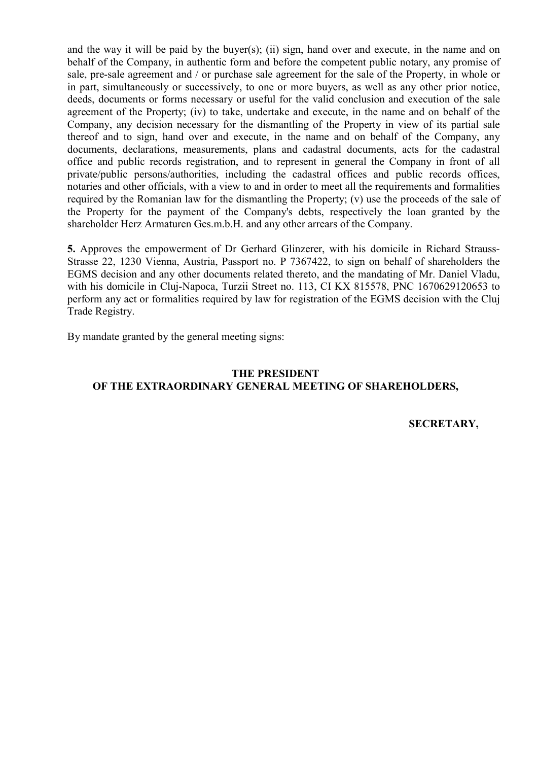and the way it will be paid by the buyer(s); (ii) sign, hand over and execute, in the name and on behalf of the Company, in authentic form and before the competent public notary, any promise of sale, pre-sale agreement and / or purchase sale agreement for the sale of the Property, in whole or in part, simultaneously or successively, to one or more buyers, as well as any other prior notice, deeds, documents or forms necessary or useful for the valid conclusion and execution of the sale agreement of the Property; (iv) to take, undertake and execute, in the name and on behalf of the Company, any decision necessary for the dismantling of the Property in view of its partial sale thereof and to sign, hand over and execute, in the name and on behalf of the Company, any documents, declarations, measurements, plans and cadastral documents, acts for the cadastral office and public records registration, and to represent in general the Company in front of all private/public persons/authorities, including the cadastral offices and public records offices, notaries and other officials, with a view to and in order to meet all the requirements and formalities required by the Romanian law for the dismantling the Property; (v) use the proceeds of the sale of the Property for the payment of the Company's debts, respectively the loan granted by the shareholder Herz Armaturen Ges.m.b.H. and any other arrears of the Company.

**5.** Approves the empowerment of Dr Gerhard Glinzerer, with his domicile in Richard Strauss-Strasse 22, 1230 Vienna, Austria, Passport no. P 7367422, to sign on behalf of shareholders the EGMS decision and any other documents related thereto, and the mandating of Mr. Daniel Vladu, with his domicile in Cluj-Napoca, Turzii Street no. 113, CI KX 815578, PNC 1670629120653 to perform any act or formalities required by law for registration of the EGMS decision with the Cluj Trade Registry.

By mandate granted by the general meeting signs:

**THE PRESIDENT**
**OF THE EXTRAORDINARY GENERAL MEETING OF SHAREHOLDERS,**

**SECRETARY,**